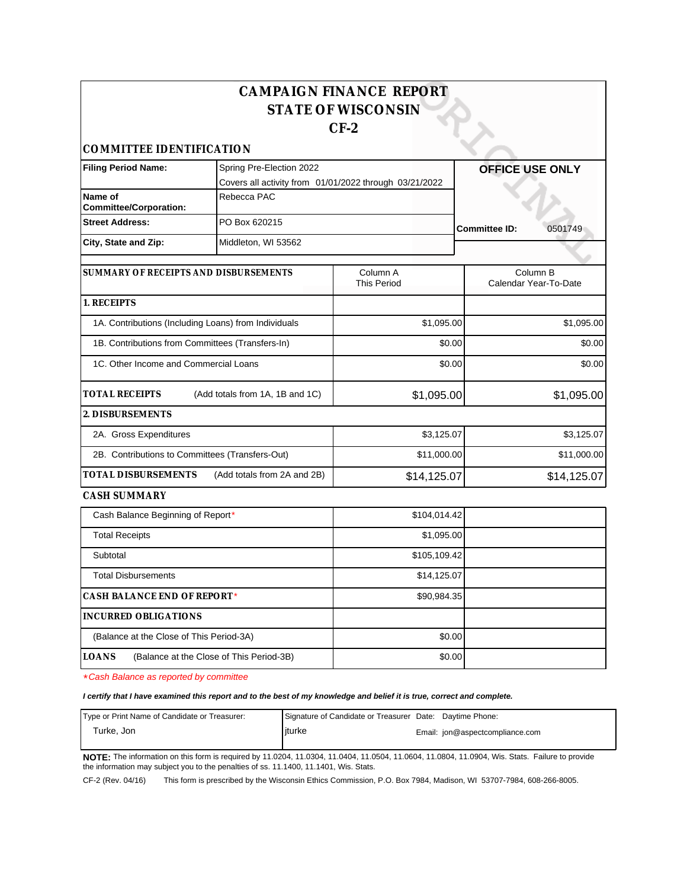# CAMPAIGN FINANCE REPORT
# STATE OF WISCONSIN
# CF-2

## COMMITTEE IDENTIFICATION

| | | |
|---|---|---|
| **Filing Period Name:** | Spring Pre-Election 2022<br>Covers all activity from 01/01/2022 through 03/21/2022 | **OFFICE USE ONLY** |
| **Name of Committee/Corporation:** | Rebecca PAC | |
| **Street Address:** | PO Box 620215 | **Committee ID:** 0501749 |
| **City, State and Zip:** | Middleton, WI 53562 | |

| **SUMMARY OF RECEIPTS AND DISBURSEMENTS** | Column A<br>This Period | Column B<br>Calendar Year-To-Date |
|---|---|---|
| **1. RECEIPTS** | | |
| 1A. Contributions (Including Loans) from Individuals | $1,095.00 | $1,095.00 |
| 1B. Contributions from Committees (Transfers-In) | $0.00 | $0.00 |
| 1C. Other Income and Commercial Loans | $0.00 | $0.00 |
| **TOTAL RECEIPTS** (Add totals from 1A, 1B and 1C) | $1,095.00 | $1,095.00 |
| **2. DISBURSEMENTS** | | |
| 2A. Gross Expenditures | $3,125.07 | $3,125.07 |
| 2B. Contributions to Committees (Transfers-Out) | $11,000.00 | $11,000.00 |
| **TOTAL DISBURSEMENTS** (Add totals from 2A and 2B) | $14,125.07 | $14,125.07 |

## CASH SUMMARY

| | | |
|---|---|---|
| Cash Balance Beginning of Report* | $104,014.42 | |
| Total Receipts | $1,095.00 | |
| Subtotal | $105,109.42 | |
| Total Disbursements | $14,125.07 | |
| **CASH BALANCE END OF REPORT*** | $90,984.35 | |
| **INCURRED OBLIGATIONS** | | |
| (Balance at the Close of This Period-3A) | $0.00 | |
| **LOANS** (Balance at the Close of This Period-3B) | $0.00 | |

*\*Cash Balance as reported by committee*

***I certify that I have examined this report and to the best of my knowledge and belief it is true, correct and complete.***

| Type or Print Name of Candidate or Treasurer: | Signature of Candidate or Treasurer | Date: | Daytime Phone: |
|---|---|---|---|
| Turke, Jon | jturke | | Email: jon@aspectcompliance.com |

**NOTE:** The information on this form is required by 11.0204, 11.0304, 11.0404, 11.0504, 11.0604, 11.0804, 11.0904, Wis. Stats. Failure to provide the information may subject you to the penalties of ss. 11.1400, 11.1401, Wis. Stats.

CF-2 (Rev. 04/16) This form is prescribed by the Wisconsin Ethics Commission, P.O. Box 7984, Madison, WI 53707-7984, 608-266-8005.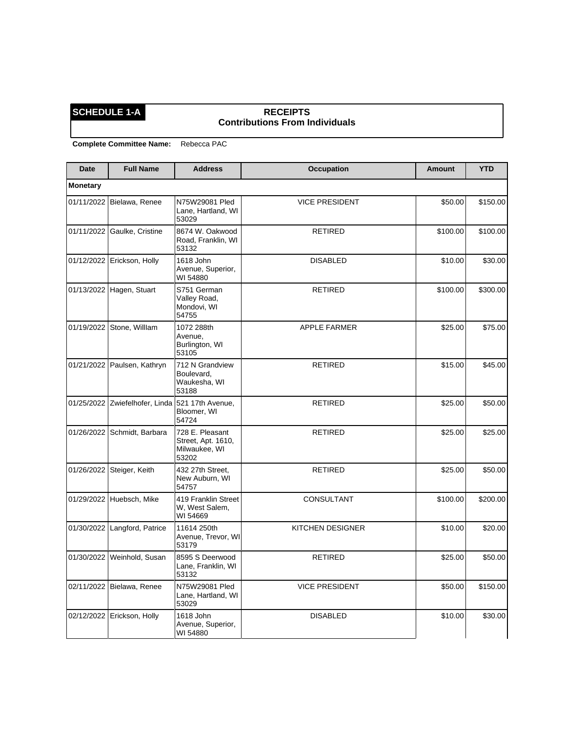**SCHEDULE 1-A**

## RECEIPTS
### Contributions From Individuals

**Complete Committee Name:** Rebecca PAC

| Date | Full Name | Address | Occupation | Amount | YTD |
|---|---|---|---|---|---|
| **Monetary** | | | | | |
| 01/11/2022 | Bielawa, Renee | N75W29081 Pled Lane, Hartland, WI 53029 | VICE PRESIDENT | $50.00 | $150.00 |
| 01/11/2022 | Gaulke, Cristine | 8674 W. Oakwood Road, Franklin, WI 53132 | RETIRED | $100.00 | $100.00 |
| 01/12/2022 | Erickson, Holly | 1618 John Avenue, Superior, WI 54880 | DISABLED | $10.00 | $30.00 |
| 01/13/2022 | Hagen, Stuart | S751 German Valley Road, Mondovi, WI 54755 | RETIRED | $100.00 | $300.00 |
| 01/19/2022 | Stone, Willlam | 1072 288th Avenue, Burlington, WI 53105 | APPLE FARMER | $25.00 | $75.00 |
| 01/21/2022 | Paulsen, Kathryn | 712 N Grandview Boulevard, Waukesha, WI 53188 | RETIRED | $15.00 | $45.00 |
| 01/25/2022 | Zwiefelhofer, Linda | 521 17th Avenue, Bloomer, WI 54724 | RETIRED | $25.00 | $50.00 |
| 01/26/2022 | Schmidt, Barbara | 728 E. Pleasant Street, Apt. 1610, Milwaukee, WI 53202 | RETIRED | $25.00 | $25.00 |
| 01/26/2022 | Steiger, Keith | 432 27th Street, New Auburn, WI 54757 | RETIRED | $25.00 | $50.00 |
| 01/29/2022 | Huebsch, Mike | 419 Franklin Street W, West Salem, WI 54669 | CONSULTANT | $100.00 | $200.00 |
| 01/30/2022 | Langford, Patrice | 11614 250th Avenue, Trevor, WI 53179 | KITCHEN DESIGNER | $10.00 | $20.00 |
| 01/30/2022 | Weinhold, Susan | 8595 S Deerwood Lane, Franklin, WI 53132 | RETIRED | $25.00 | $50.00 |
| 02/11/2022 | Bielawa, Renee | N75W29081 Pled Lane, Hartland, WI 53029 | VICE PRESIDENT | $50.00 | $150.00 |
| 02/12/2022 | Erickson, Holly | 1618 John Avenue, Superior, WI 54880 | DISABLED | $10.00 | $30.00 |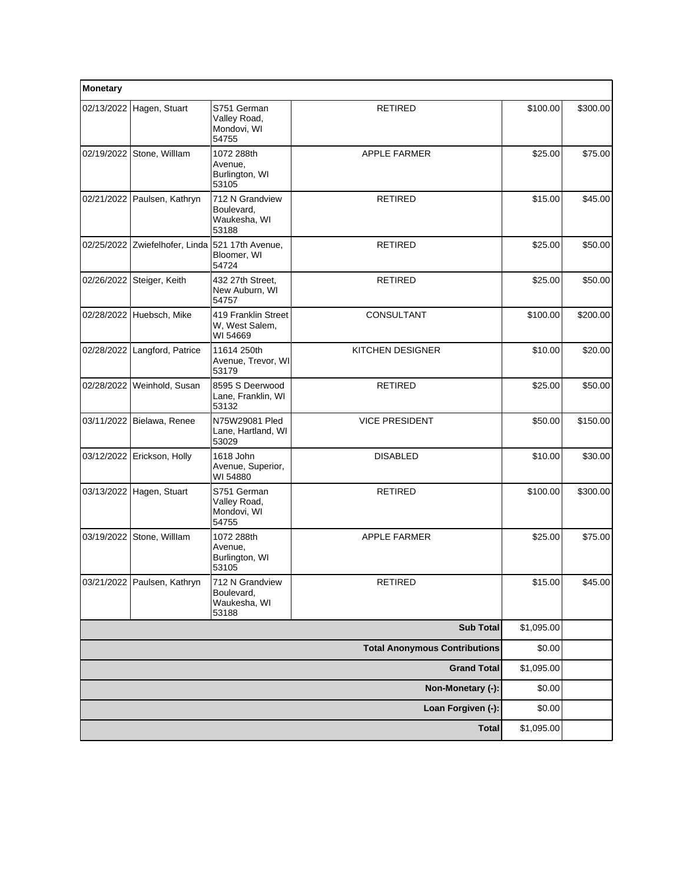| Monetary | | | | | |
|---|---|---|---|---|---|
| 02/13/2022 | Hagen, Stuart | S751 German Valley Road, Mondovi, WI 54755 | RETIRED | $100.00 | $300.00 |
| 02/19/2022 | Stone, Willlam | 1072 288th Avenue, Burlington, WI 53105 | APPLE FARMER | $25.00 | $75.00 |
| 02/21/2022 | Paulsen, Kathryn | 712 N Grandview Boulevard, Waukesha, WI 53188 | RETIRED | $15.00 | $45.00 |
| 02/25/2022 | Zwiefelhofer, Linda | 521 17th Avenue, Bloomer, WI 54724 | RETIRED | $25.00 | $50.00 |
| 02/26/2022 | Steiger, Keith | 432 27th Street, New Auburn, WI 54757 | RETIRED | $25.00 | $50.00 |
| 02/28/2022 | Huebsch, Mike | 419 Franklin Street W, West Salem, WI 54669 | CONSULTANT | $100.00 | $200.00 |
| 02/28/2022 | Langford, Patrice | 11614 250th Avenue, Trevor, WI 53179 | KITCHEN DESIGNER | $10.00 | $20.00 |
| 02/28/2022 | Weinhold, Susan | 8595 S Deerwood Lane, Franklin, WI 53132 | RETIRED | $25.00 | $50.00 |
| 03/11/2022 | Bielawa, Renee | N75W29081 Pled Lane, Hartland, WI 53029 | VICE PRESIDENT | $50.00 | $150.00 |
| 03/12/2022 | Erickson, Holly | 1618 John Avenue, Superior, WI 54880 | DISABLED | $10.00 | $30.00 |
| 03/13/2022 | Hagen, Stuart | S751 German Valley Road, Mondovi, WI 54755 | RETIRED | $100.00 | $300.00 |
| 03/19/2022 | Stone, Willlam | 1072 288th Avenue, Burlington, WI 53105 | APPLE FARMER | $25.00 | $75.00 |
| 03/21/2022 | Paulsen, Kathryn | 712 N Grandview Boulevard, Waukesha, WI 53188 | RETIRED | $15.00 | $45.00 |
| | | | **Sub Total** | $1,095.00 | |
| | | | **Total Anonymous Contributions** | $0.00 | |
| | | | **Grand Total** | $1,095.00 | |
| | | | **Non-Monetary (-):** | $0.00 | |
| | | | **Loan Forgiven (-):** | $0.00 | |
| | | | **Total** | $1,095.00 | |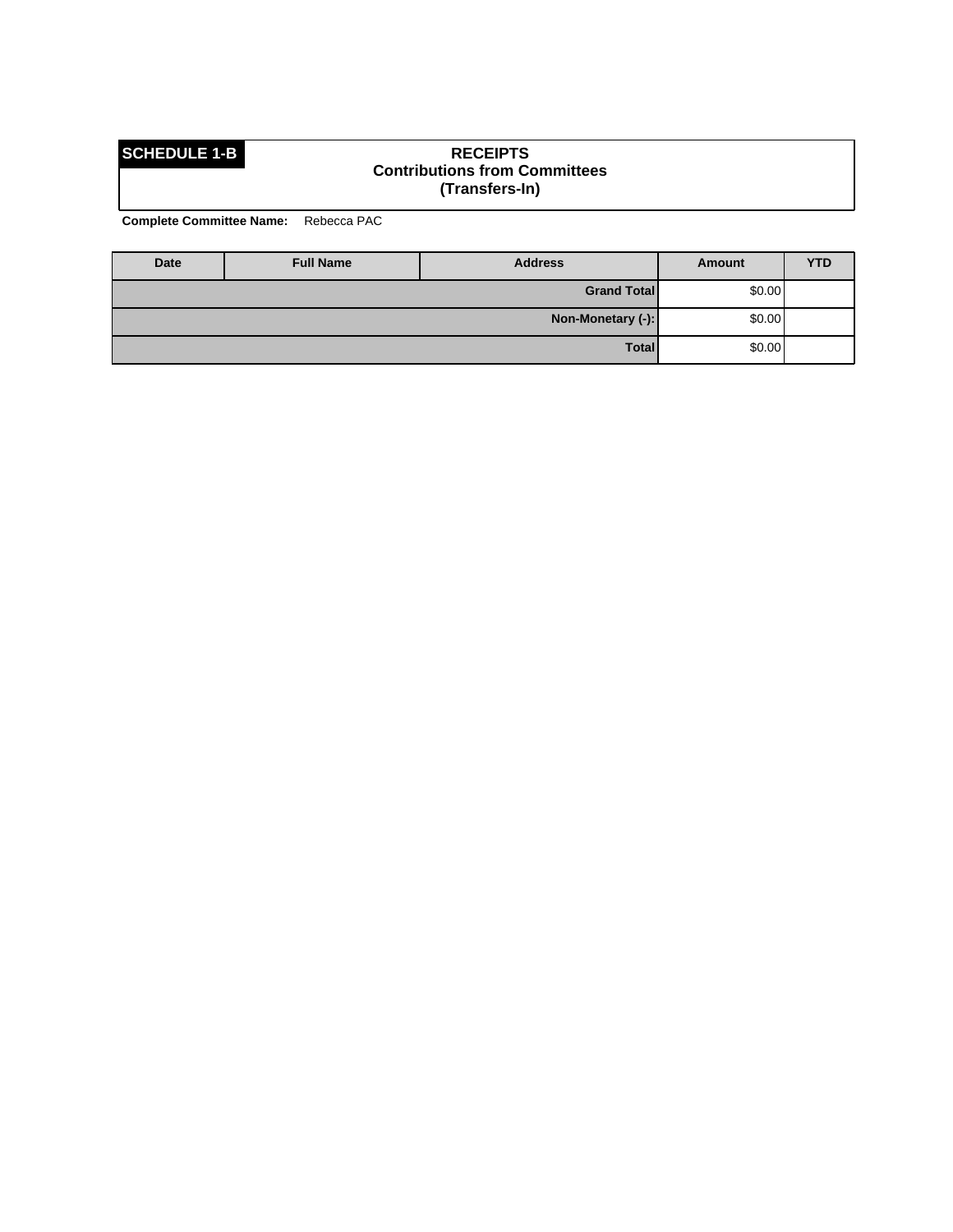**SCHEDULE 1-B**

## RECEIPTS
### Contributions from Committees
### (Transfers-In)

**Complete Committee Name:** Rebecca PAC

| Date | Full Name | Address | Amount | YTD |
|---|---|---|---|---|
| | | **Grand Total** | $0.00 | |
| | | **Non-Monetary (-):** | $0.00 | |
| | | **Total** | $0.00 | |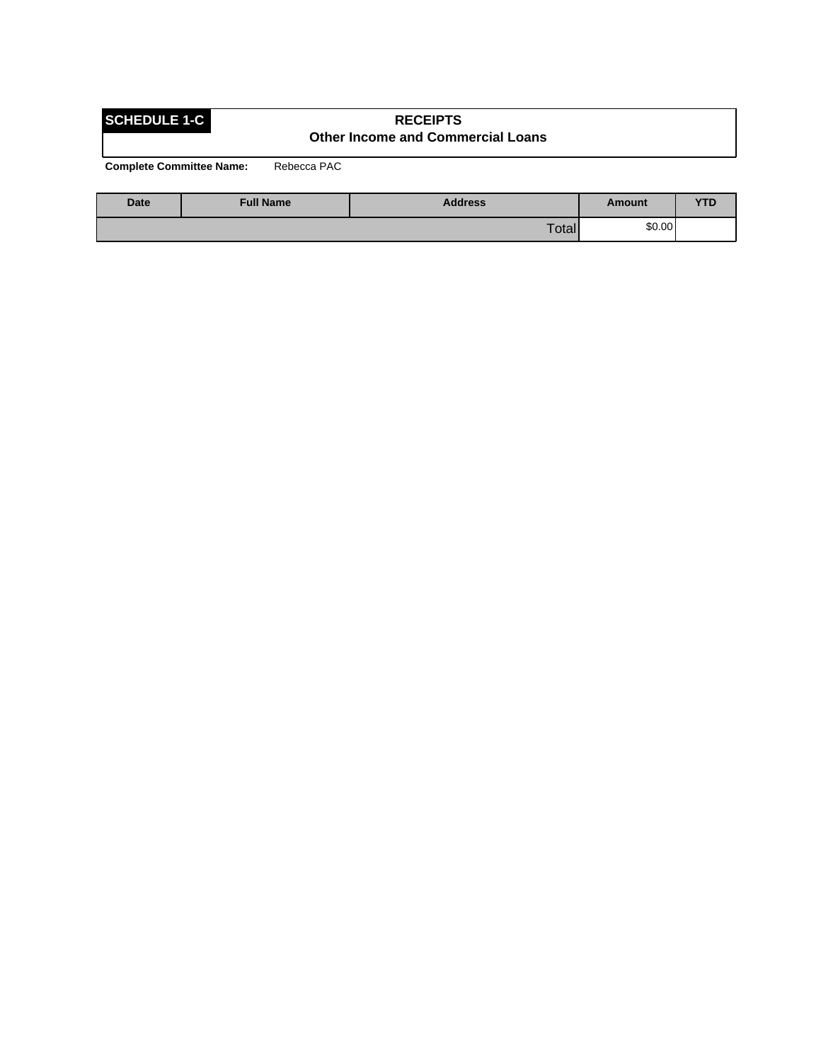**SCHEDULE 1-C**

## RECEIPTS
### Other Income and Commercial Loans

**Complete Committee Name:** Rebecca PAC

| Date | Full Name | Address | Amount | YTD |
|---|---|---|---|---|
| | | Total | $0.00 | |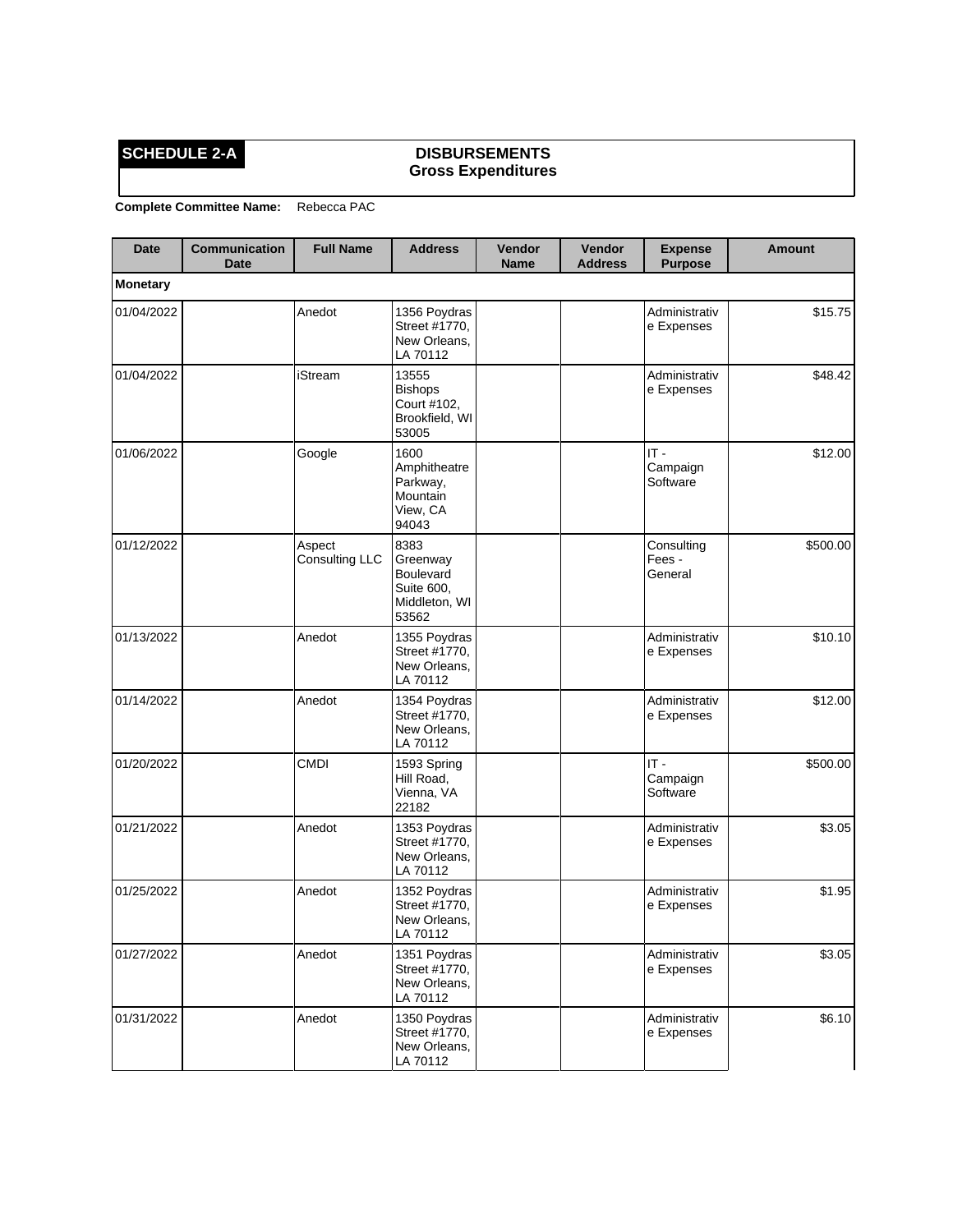**SCHEDULE 2-A**

## DISBURSEMENTS
### Gross Expenditures

**Complete Committee Name:** Rebecca PAC

| Date | Communication Date | Full Name | Address | Vendor Name | Vendor Address | Expense Purpose | Amount |
|---|---|---|---|---|---|---|---|
| **Monetary** | | | | | | | |
| 01/04/2022 | | Anedot | 1356 Poydras Street #1770, New Orleans, LA 70112 | | | Administrative Expenses | $15.75 |
| 01/04/2022 | | iStream | 13555 Bishops Court #102, Brookfield, WI 53005 | | | Administrative Expenses | $48.42 |
| 01/06/2022 | | Google | 1600 Amphitheatre Parkway, Mountain View, CA 94043 | | | IT - Campaign Software | $12.00 |
| 01/12/2022 | | Aspect Consulting LLC | 8383 Greenway Boulevard Suite 600, Middleton, WI 53562 | | | Consulting Fees - General | $500.00 |
| 01/13/2022 | | Anedot | 1355 Poydras Street #1770, New Orleans, LA 70112 | | | Administrative Expenses | $10.10 |
| 01/14/2022 | | Anedot | 1354 Poydras Street #1770, New Orleans, LA 70112 | | | Administrative Expenses | $12.00 |
| 01/20/2022 | | CMDI | 1593 Spring Hill Road, Vienna, VA 22182 | | | IT - Campaign Software | $500.00 |
| 01/21/2022 | | Anedot | 1353 Poydras Street #1770, New Orleans, LA 70112 | | | Administrative Expenses | $3.05 |
| 01/25/2022 | | Anedot | 1352 Poydras Street #1770, New Orleans, LA 70112 | | | Administrative Expenses | $1.95 |
| 01/27/2022 | | Anedot | 1351 Poydras Street #1770, New Orleans, LA 70112 | | | Administrative Expenses | $3.05 |
| 01/31/2022 | | Anedot | 1350 Poydras Street #1770, New Orleans, LA 70112 | | | Administrative Expenses | $6.10 |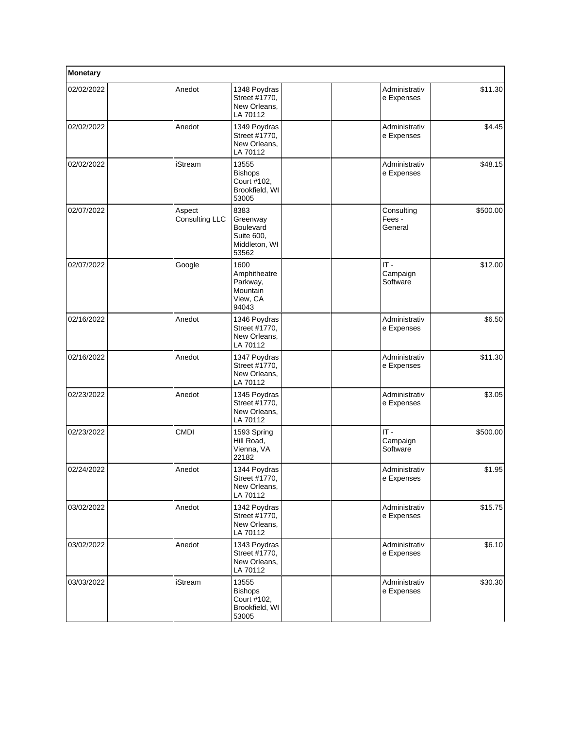| Monetary | | | | | | | |
|---|---|---|---|---|---|---|---|
| 02/02/2022 | | Anedot | 1348 Poydras Street #1770, New Orleans, LA 70112 | | | Administrative Expenses | $11.30 |
| 02/02/2022 | | Anedot | 1349 Poydras Street #1770, New Orleans, LA 70112 | | | Administrative Expenses | $4.45 |
| 02/02/2022 | | iStream | 13555 Bishops Court #102, Brookfield, WI 53005 | | | Administrative Expenses | $48.15 |
| 02/07/2022 | | Aspect Consulting LLC | 8383 Greenway Boulevard Suite 600, Middleton, WI 53562 | | | Consulting Fees - General | $500.00 |
| 02/07/2022 | | Google | 1600 Amphitheatre Parkway, Mountain View, CA 94043 | | | IT - Campaign Software | $12.00 |
| 02/16/2022 | | Anedot | 1346 Poydras Street #1770, New Orleans, LA 70112 | | | Administrative Expenses | $6.50 |
| 02/16/2022 | | Anedot | 1347 Poydras Street #1770, New Orleans, LA 70112 | | | Administrative Expenses | $11.30 |
| 02/23/2022 | | Anedot | 1345 Poydras Street #1770, New Orleans, LA 70112 | | | Administrative Expenses | $3.05 |
| 02/23/2022 | | CMDI | 1593 Spring Hill Road, Vienna, VA 22182 | | | IT - Campaign Software | $500.00 |
| 02/24/2022 | | Anedot | 1344 Poydras Street #1770, New Orleans, LA 70112 | | | Administrative Expenses | $1.95 |
| 03/02/2022 | | Anedot | 1342 Poydras Street #1770, New Orleans, LA 70112 | | | Administrative Expenses | $15.75 |
| 03/02/2022 | | Anedot | 1343 Poydras Street #1770, New Orleans, LA 70112 | | | Administrative Expenses | $6.10 |
| 03/03/2022 | | iStream | 13555 Bishops Court #102, Brookfield, WI 53005 | | | Administrative Expenses | $30.30 |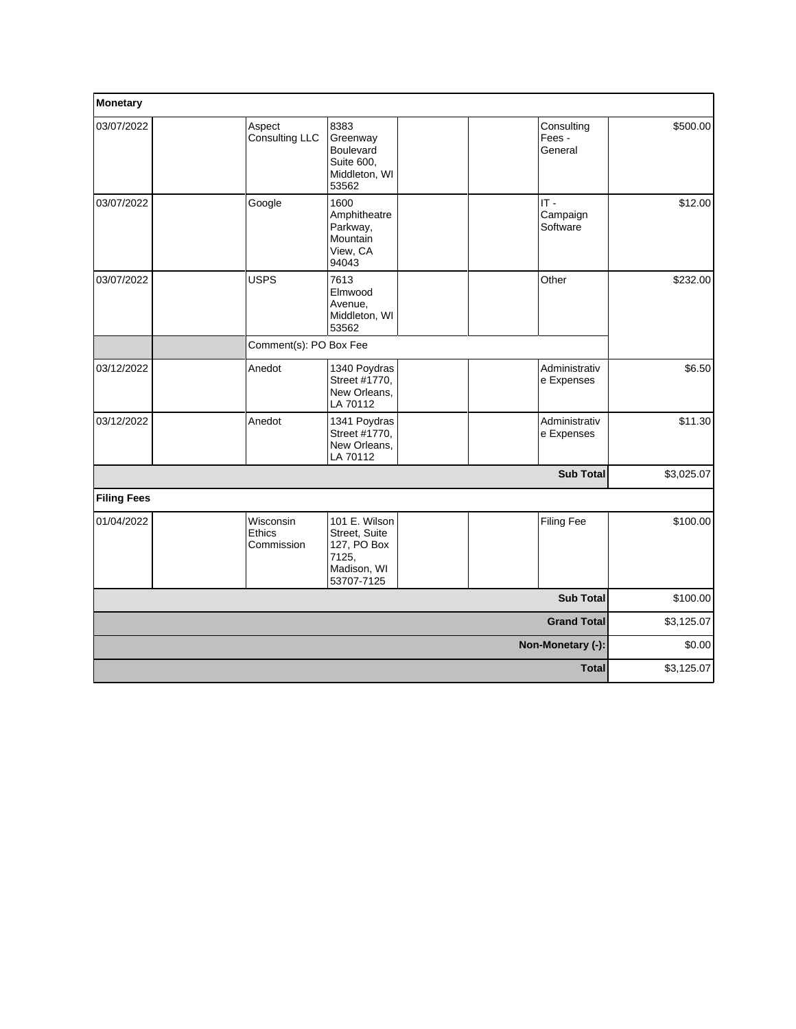| Monetary | | | | | | | |
|---|---|---|---|---|---|---|---|
| 03/07/2022 | | Aspect Consulting LLC | 8383 Greenway Boulevard Suite 600, Middleton, WI 53562 | | | Consulting Fees - General | $500.00 |
| 03/07/2022 | | Google | 1600 Amphitheatre Parkway, Mountain View, CA 94043 | | | IT - Campaign Software | $12.00 |
| 03/07/2022 | | USPS | 7613 Elmwood Avenue, Middleton, WI 53562 | | | Other | $232.00 |
| | | Comment(s): PO Box Fee | | | | | |
| 03/12/2022 | | Anedot | 1340 Poydras Street #1770, New Orleans, LA 70112 | | | Administrative Expenses | $6.50 |
| 03/12/2022 | | Anedot | 1341 Poydras Street #1770, New Orleans, LA 70112 | | | Administrative Expenses | $11.30 |
| | | | | | | **Sub Total** | $3,025.07 |
| **Filing Fees** | | | | | | | |
| 01/04/2022 | | Wisconsin Ethics Commission | 101 E. Wilson Street, Suite 127, PO Box 7125, Madison, WI 53707-7125 | | | Filing Fee | $100.00 |
| | | | | | | **Sub Total** | $100.00 |
| | | | | | | **Grand Total** | $3,125.07 |
| | | | | | | **Non-Monetary (-):** | $0.00 |
| | | | | | | **Total** | $3,125.07 |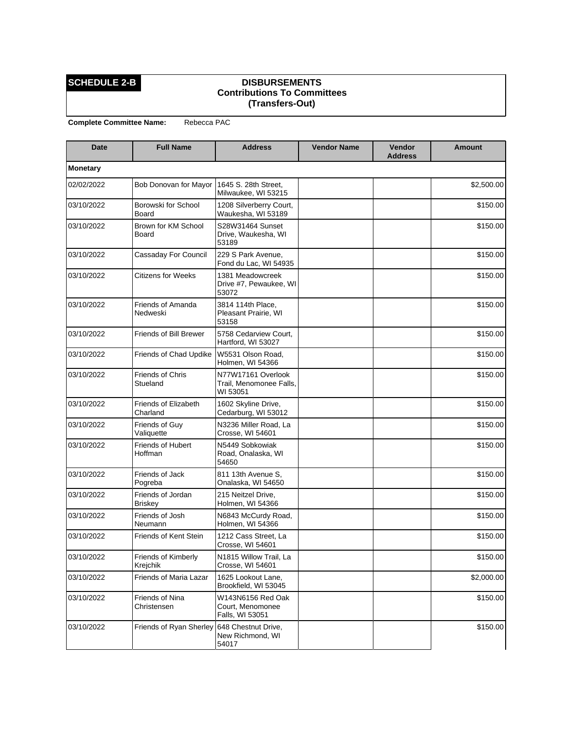**SCHEDULE 2-B**

## DISBURSEMENTS
### Contributions To Committees
### (Transfers-Out)

**Complete Committee Name:** Rebecca PAC

| Date | Full Name | Address | Vendor Name | Vendor Address | Amount |
|---|---|---|---|---|---|
| **Monetary** | | | | | |
| 02/02/2022 | Bob Donovan for Mayor | 1645 S. 28th Street, Milwaukee, WI 53215 | | | $2,500.00 |
| 03/10/2022 | Borowski for School Board | 1208 Silverberry Court, Waukesha, WI 53189 | | | $150.00 |
| 03/10/2022 | Brown for KM School Board | S28W31464 Sunset Drive, Waukesha, WI 53189 | | | $150.00 |
| 03/10/2022 | Cassaday For Council | 229 S Park Avenue, Fond du Lac, WI 54935 | | | $150.00 |
| 03/10/2022 | Citizens for Weeks | 1381 Meadowcreek Drive #7, Pewaukee, WI 53072 | | | $150.00 |
| 03/10/2022 | Friends of Amanda Nedweski | 3814 114th Place, Pleasant Prairie, WI 53158 | | | $150.00 |
| 03/10/2022 | Friends of Bill Brewer | 5758 Cedarview Court, Hartford, WI 53027 | | | $150.00 |
| 03/10/2022 | Friends of Chad Updike | W5531 Olson Road, Holmen, WI 54366 | | | $150.00 |
| 03/10/2022 | Friends of Chris Stueland | N77W17161 Overlook Trail, Menomonee Falls, WI 53051 | | | $150.00 |
| 03/10/2022 | Friends of Elizabeth Charland | 1602 Skyline Drive, Cedarburg, WI 53012 | | | $150.00 |
| 03/10/2022 | Friends of Guy Valiquette | N3236 Miller Road, La Crosse, WI 54601 | | | $150.00 |
| 03/10/2022 | Friends of Hubert Hoffman | N5449 Sobkowiak Road, Onalaska, WI 54650 | | | $150.00 |
| 03/10/2022 | Friends of Jack Pogreba | 811 13th Avenue S, Onalaska, WI 54650 | | | $150.00 |
| 03/10/2022 | Friends of Jordan Briskey | 215 Neitzel Drive, Holmen, WI 54366 | | | $150.00 |
| 03/10/2022 | Friends of Josh Neumann | N6843 McCurdy Road, Holmen, WI 54366 | | | $150.00 |
| 03/10/2022 | Friends of Kent Stein | 1212 Cass Street, La Crosse, WI 54601 | | | $150.00 |
| 03/10/2022 | Friends of Kimberly Krejchik | N1815 Willow Trail, La Crosse, WI 54601 | | | $150.00 |
| 03/10/2022 | Friends of Maria Lazar | 1625 Lookout Lane, Brookfield, WI 53045 | | | $2,000.00 |
| 03/10/2022 | Friends of Nina Christensen | W143N6156 Red Oak Court, Menomonee Falls, WI 53051 | | | $150.00 |
| 03/10/2022 | Friends of Ryan Sherley | 648 Chestnut Drive, New Richmond, WI 54017 | | | $150.00 |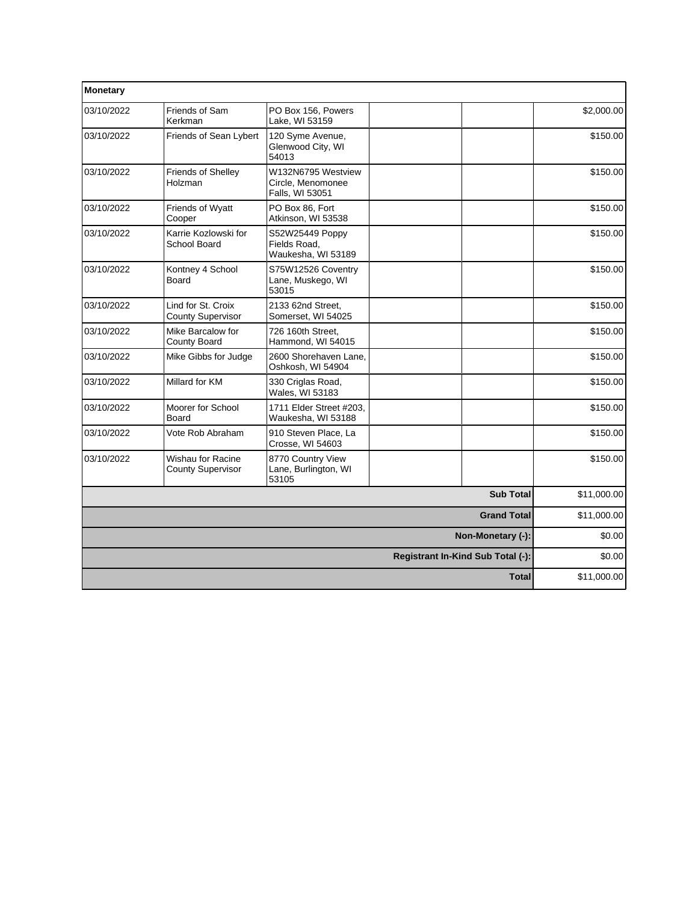| Monetary | | | | | |
|---|---|---|---|---|---|
| 03/10/2022 | Friends of Sam Kerkman | PO Box 156, Powers Lake, WI 53159 | | | $2,000.00 |
| 03/10/2022 | Friends of Sean Lybert | 120 Syme Avenue, Glenwood City, WI 54013 | | | $150.00 |
| 03/10/2022 | Friends of Shelley Holzman | W132N6795 Westview Circle, Menomonee Falls, WI 53051 | | | $150.00 |
| 03/10/2022 | Friends of Wyatt Cooper | PO Box 86, Fort Atkinson, WI 53538 | | | $150.00 |
| 03/10/2022 | Karrie Kozlowski for School Board | S52W25449 Poppy Fields Road, Waukesha, WI 53189 | | | $150.00 |
| 03/10/2022 | Kontney 4 School Board | S75W12526 Coventry Lane, Muskego, WI 53015 | | | $150.00 |
| 03/10/2022 | Lind for St. Croix County Supervisor | 2133 62nd Street, Somerset, WI 54025 | | | $150.00 |
| 03/10/2022 | Mike Barcalow for County Board | 726 160th Street, Hammond, WI 54015 | | | $150.00 |
| 03/10/2022 | Mike Gibbs for Judge | 2600 Shorehaven Lane, Oshkosh, WI 54904 | | | $150.00 |
| 03/10/2022 | Millard for KM | 330 Criglas Road, Wales, WI 53183 | | | $150.00 |
| 03/10/2022 | Moorer for School Board | 1711 Elder Street #203, Waukesha, WI 53188 | | | $150.00 |
| 03/10/2022 | Vote Rob Abraham | 910 Steven Place, La Crosse, WI 54603 | | | $150.00 |
| 03/10/2022 | Wishau for Racine County Supervisor | 8770 Country View Lane, Burlington, WI 53105 | | | $150.00 |
| | | | | **Sub Total** | $11,000.00 |
| | | | | **Grand Total** | $11,000.00 |
| | | | | **Non-Monetary (-):** | $0.00 |
| | | | | **Registrant In-Kind Sub Total (-):** | $0.00 |
| | | | | **Total** | $11,000.00 |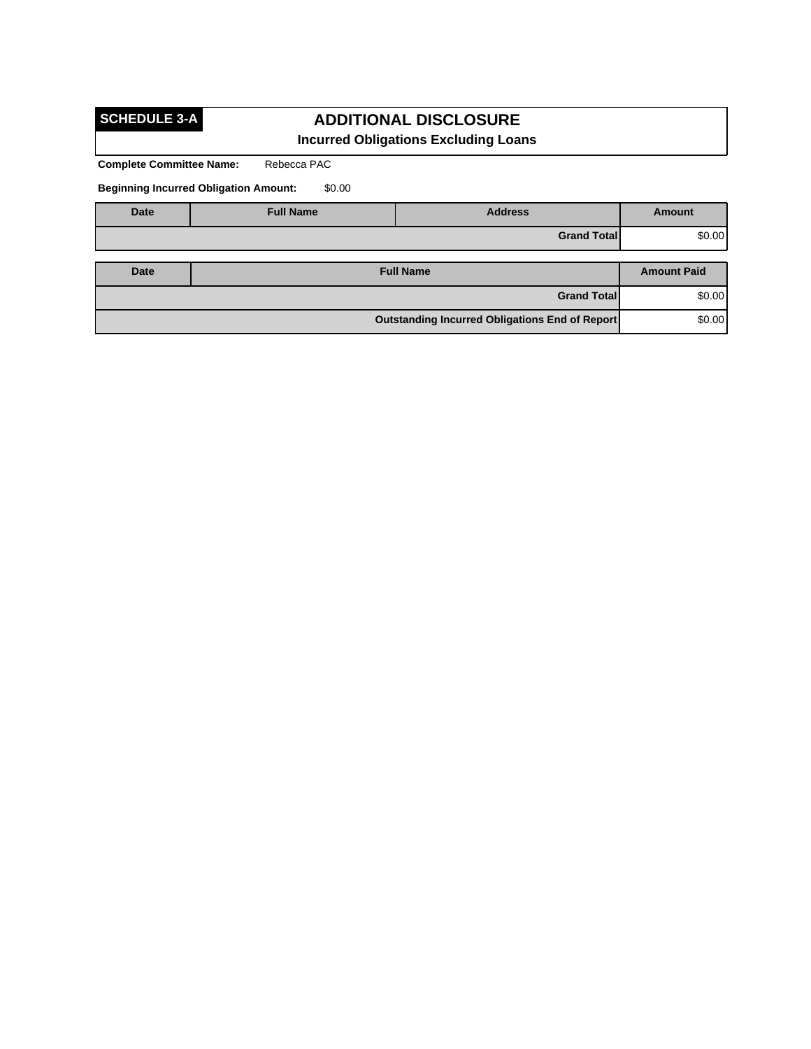**SCHEDULE 3-A**

# ADDITIONAL DISCLOSURE

## Incurred Obligations Excluding Loans

**Complete Committee Name:** Rebecca PAC

**Beginning Incurred Obligation Amount:** $0.00

| Date | Full Name | Address | Amount |
|---|---|---|---|
| | | **Grand Total** | $0.00 |

| Date | Full Name | Amount Paid |
|---|---|---|
| | **Grand Total** | $0.00 |
| | **Outstanding Incurred Obligations End of Report** | $0.00 |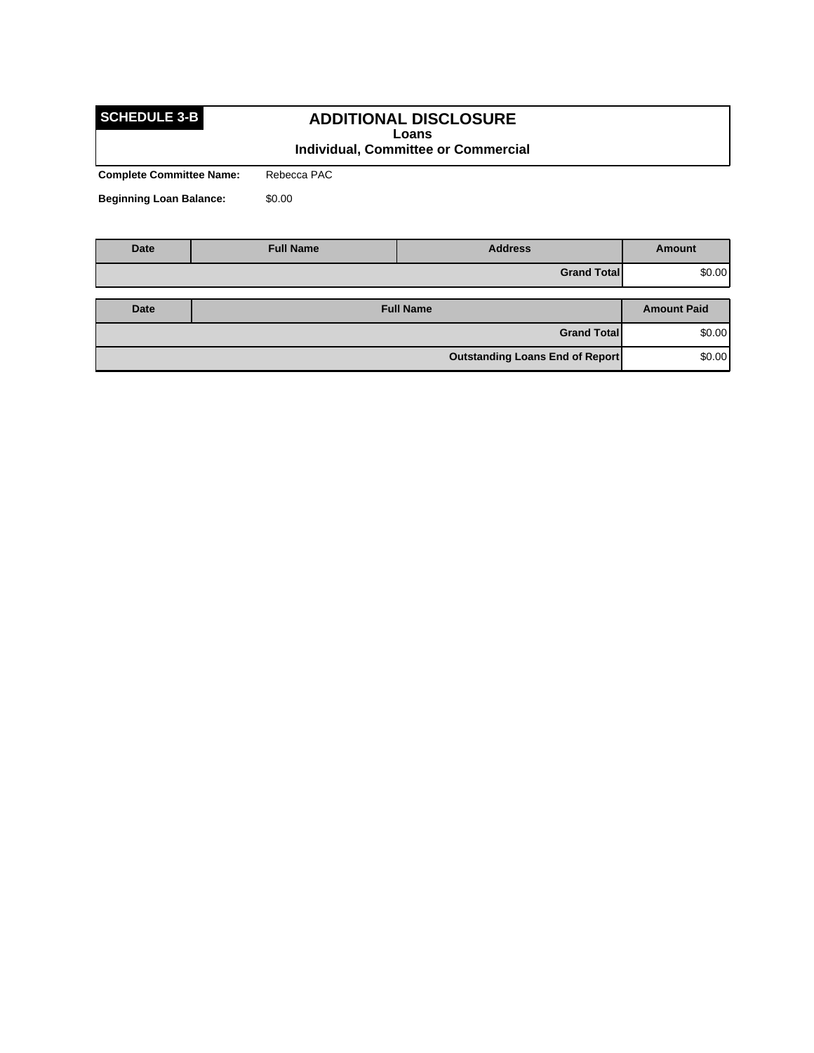**SCHEDULE 3-B**

# ADDITIONAL DISCLOSURE

### Loans

### Individual, Committee or Commercial

**Complete Committee Name:** Rebecca PAC

**Beginning Loan Balance:** $0.00

| Date | Full Name | Address | Amount |
|---|---|---|---|
| | | **Grand Total** | $0.00 |

| Date | Full Name | Amount Paid |
|---|---|---|
| | **Grand Total** | $0.00 |
| | **Outstanding Loans End of Report** | $0.00 |